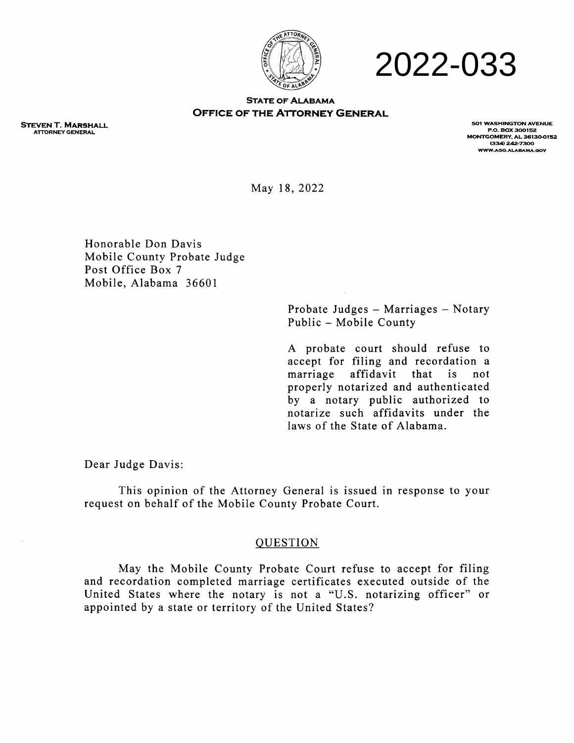# 2022-033

**STATE OF ALABAMA**
**OFFICE OF THE ATTORNEY GENERAL**

**STEVEN T. MARSHALL**
ATTORNEY GENERAL

501 WASHINGTON AVENUE
P.O. BOX 300152
MONTGOMERY, AL 36130-0152
(334) 242-7300
WWW.AGO.ALABAMA.GOV

May 18, 2022

Honorable Don Davis
Mobile County Probate Judge
Post Office Box 7
Mobile, Alabama 36601

Probate Judges – Marriages – Notary Public – Mobile County

A probate court should refuse to accept for filing and recordation a marriage affidavit that is not properly notarized and authenticated by a notary public authorized to notarize such affidavits under the laws of the State of Alabama.

Dear Judge Davis:

This opinion of the Attorney General is issued in response to your request on behalf of the Mobile County Probate Court.

## QUESTION

May the Mobile County Probate Court refuse to accept for filing and recordation completed marriage certificates executed outside of the United States where the notary is not a "U.S. notarizing officer" or appointed by a state or territory of the United States?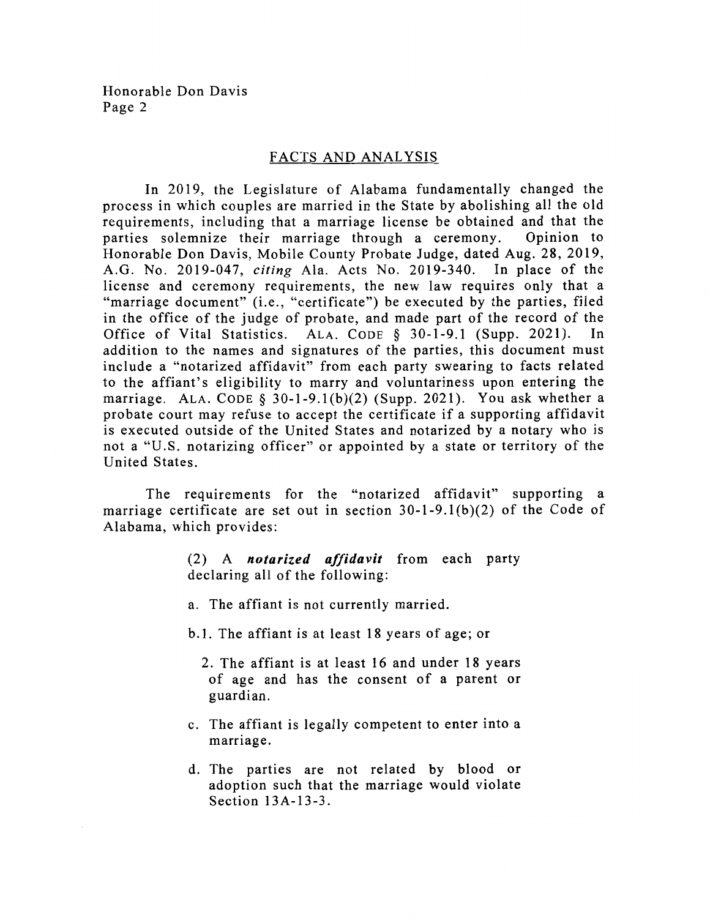## FACTS AND ANALYSIS

In 2019, the Legislature of Alabama fundamentally changed the process in which couples are married in the State by abolishing all the old requirements, including that a marriage license be obtained and that the parties solemnize their marriage through a ceremony. Opinion to Honorable Don Davis, Mobile County Probate Judge, dated Aug. 28, 2019, A.G. No. 2019-047, *citing* Ala. Acts No. 2019-340. In place of the license and ceremony requirements, the new law requires only that a "marriage document" (i.e., "certificate") be executed by the parties, filed in the office of the judge of probate, and made part of the record of the Office of Vital Statistics. ALA. CODE § 30-1-9.1 (Supp. 2021). In addition to the names and signatures of the parties, this document must include a "notarized affidavit" from each party swearing to facts related to the affiant's eligibility to marry and voluntariness upon entering the marriage. ALA. CODE § 30-1-9.1(b)(2) (Supp. 2021). You ask whether a probate court may refuse to accept the certificate if a supporting affidavit is executed outside of the United States and notarized by a notary who is not a "U.S. notarizing officer" or appointed by a state or territory of the United States.

The requirements for the "notarized affidavit" supporting a marriage certificate are set out in section 30-1-9.1(b)(2) of the Code of Alabama, which provides:

> (2) A ***notarized affidavit*** from each party declaring all of the following:
>
> a. The affiant is not currently married.
>
> b.1. The affiant is at least 18 years of age; or
>
> 2. The affiant is at least 16 and under 18 years of age and has the consent of a parent or guardian.
>
> c. The affiant is legally competent to enter into a marriage.
>
> d. The parties are not related by blood or adoption such that the marriage would violate Section 13A-13-3.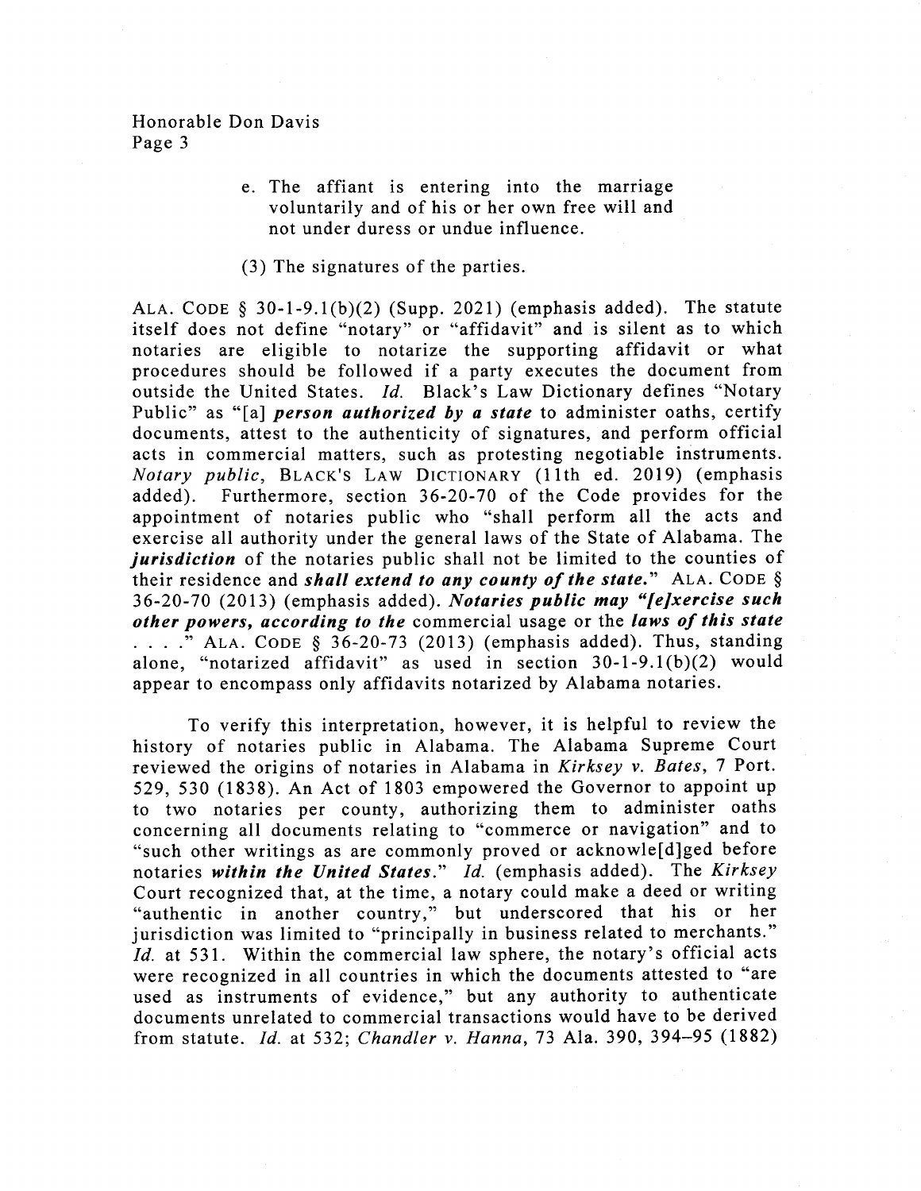e. The affiant is entering into the marriage voluntarily and of his or her own free will and not under duress or undue influence.

(3) The signatures of the parties.

ALA. CODE § 30-1-9.1(b)(2) (Supp. 2021) (emphasis added). The statute itself does not define "notary" or "affidavit" and is silent as to which notaries are eligible to notarize the supporting affidavit or what procedures should be followed if a party executes the document from outside the United States. *Id.* Black's Law Dictionary defines "Notary Public" as "[a] ***person authorized by a state*** to administer oaths, certify documents, attest to the authenticity of signatures, and perform official acts in commercial matters, such as protesting negotiable instruments. *Notary public*, BLACK'S LAW DICTIONARY (11th ed. 2019) (emphasis added). Furthermore, section 36-20-70 of the Code provides for the appointment of notaries public who "shall perform all the acts and exercise all authority under the general laws of the State of Alabama. The ***jurisdiction*** of the notaries public shall not be limited to the counties of their residence and ***shall extend to any county of the state.***" ALA. CODE § 36-20-70 (2013) (emphasis added). ***Notaries public may "[e]xercise such other powers, according to the*** commercial usage or the ***laws of this state*** . . . ." ALA. CODE § 36-20-73 (2013) (emphasis added). Thus, standing alone, "notarized affidavit" as used in section 30-1-9.1(b)(2) would appear to encompass only affidavits notarized by Alabama notaries.

To verify this interpretation, however, it is helpful to review the history of notaries public in Alabama. The Alabama Supreme Court reviewed the origins of notaries in Alabama in *Kirksey v. Bates*, 7 Port. 529, 530 (1838). An Act of 1803 empowered the Governor to appoint up to two notaries per county, authorizing them to administer oaths concerning all documents relating to "commerce or navigation" and to "such other writings as are commonly proved or acknowle[d]ged before notaries ***within the United States***." *Id.* (emphasis added). The *Kirksey* Court recognized that, at the time, a notary could make a deed or writing "authentic in another country," but underscored that his or her jurisdiction was limited to "principally in business related to merchants." *Id.* at 531. Within the commercial law sphere, the notary's official acts were recognized in all countries in which the documents attested to "are used as instruments of evidence," but any authority to authenticate documents unrelated to commercial transactions would have to be derived from statute. *Id.* at 532; *Chandler v. Hanna*, 73 Ala. 390, 394–95 (1882)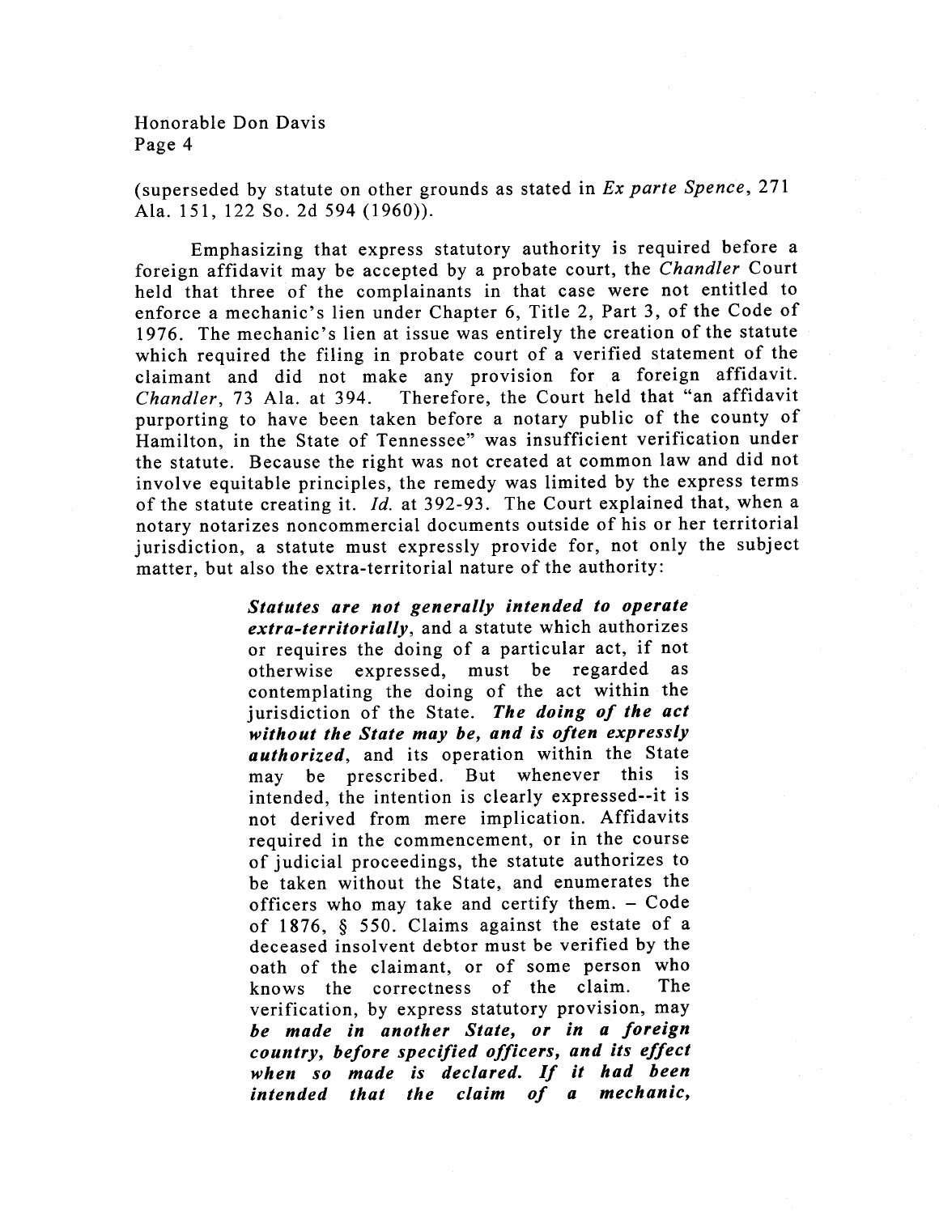(superseded by statute on other grounds as stated in *Ex parte Spence*, 271 Ala. 151, 122 So. 2d 594 (1960)).

Emphasizing that express statutory authority is required before a foreign affidavit may be accepted by a probate court, the *Chandler* Court held that three of the complainants in that case were not entitled to enforce a mechanic's lien under Chapter 6, Title 2, Part 3, of the Code of 1976. The mechanic's lien at issue was entirely the creation of the statute which required the filing in probate court of a verified statement of the claimant and did not make any provision for a foreign affidavit. *Chandler*, 73 Ala. at 394. Therefore, the Court held that "an affidavit purporting to have been taken before a notary public of the county of Hamilton, in the State of Tennessee" was insufficient verification under the statute. Because the right was not created at common law and did not involve equitable principles, the remedy was limited by the express terms of the statute creating it. *Id.* at 392-93. The Court explained that, when a notary notarizes noncommercial documents outside of his or her territorial jurisdiction, a statute must expressly provide for, not only the subject matter, but also the extra-territorial nature of the authority:

> ***Statutes are not generally intended to operate extra-territorially***, and a statute which authorizes or requires the doing of a particular act, if not otherwise expressed, must be regarded as contemplating the doing of the act within the jurisdiction of the State. ***The doing of the act without the State may be, and is often expressly authorized***, and its operation within the State may be prescribed. But whenever this is intended, the intention is clearly expressed--it is not derived from mere implication. Affidavits required in the commencement, or in the course of judicial proceedings, the statute authorizes to be taken without the State, and enumerates the officers who may take and certify them. – Code of 1876, § 550. Claims against the estate of a deceased insolvent debtor must be verified by the oath of the claimant, or of some person who knows the correctness of the claim. The verification, by express statutory provision, may ***be made in another State, or in a foreign country, before specified officers, and its effect when so made is declared. If it had been intended that the claim of a mechanic,***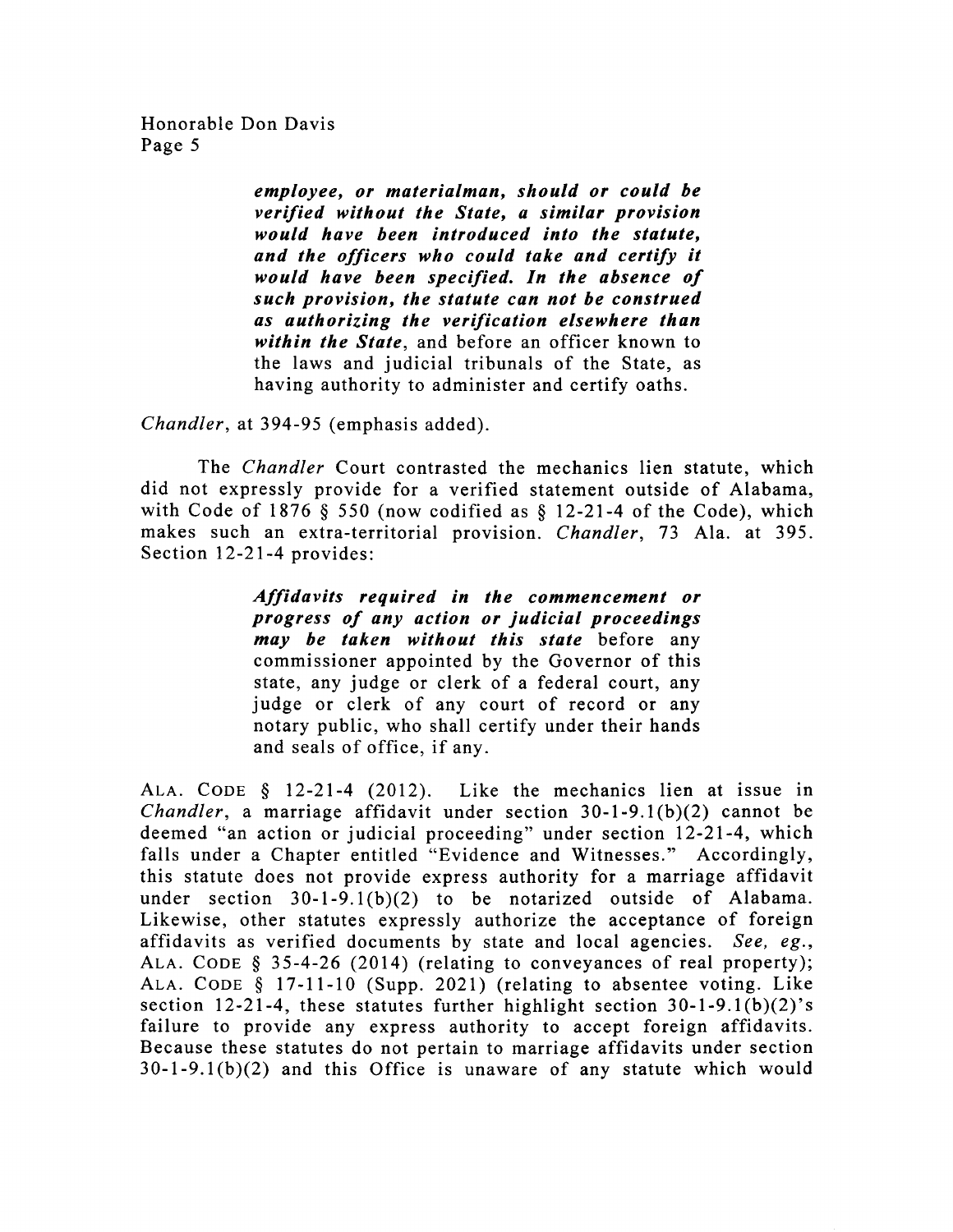> ***employee, or materialman, should or could be verified without the State, a similar provision would have been introduced into the statute, and the officers who could take and certify it would have been specified. In the absence of such provision, the statute can not be construed as authorizing the verification elsewhere than within the State***, and before an officer known to the laws and judicial tribunals of the State, as having authority to administer and certify oaths.

*Chandler*, at 394-95 (emphasis added).

The *Chandler* Court contrasted the mechanics lien statute, which did not expressly provide for a verified statement outside of Alabama, with Code of 1876 § 550 (now codified as § 12-21-4 of the Code), which makes such an extra-territorial provision. *Chandler*, 73 Ala. at 395. Section 12-21-4 provides:

> ***Affidavits required in the commencement or progress of any action or judicial proceedings may be taken without this state*** before any commissioner appointed by the Governor of this state, any judge or clerk of a federal court, any judge or clerk of any court of record or any notary public, who shall certify under their hands and seals of office, if any.

ALA. CODE § 12-21-4 (2012). Like the mechanics lien at issue in *Chandler*, a marriage affidavit under section 30-1-9.1(b)(2) cannot be deemed "an action or judicial proceeding" under section 12-21-4, which falls under a Chapter entitled "Evidence and Witnesses." Accordingly, this statute does not provide express authority for a marriage affidavit under section 30-1-9.1(b)(2) to be notarized outside of Alabama. Likewise, other statutes expressly authorize the acceptance of foreign affidavits as verified documents by state and local agencies. *See, eg.*, ALA. CODE § 35-4-26 (2014) (relating to conveyances of real property); ALA. CODE § 17-11-10 (Supp. 2021) (relating to absentee voting. Like section 12-21-4, these statutes further highlight section 30-1-9.1(b)(2)'s failure to provide any express authority to accept foreign affidavits. Because these statutes do not pertain to marriage affidavits under section 30-1-9.1(b)(2) and this Office is unaware of any statute which would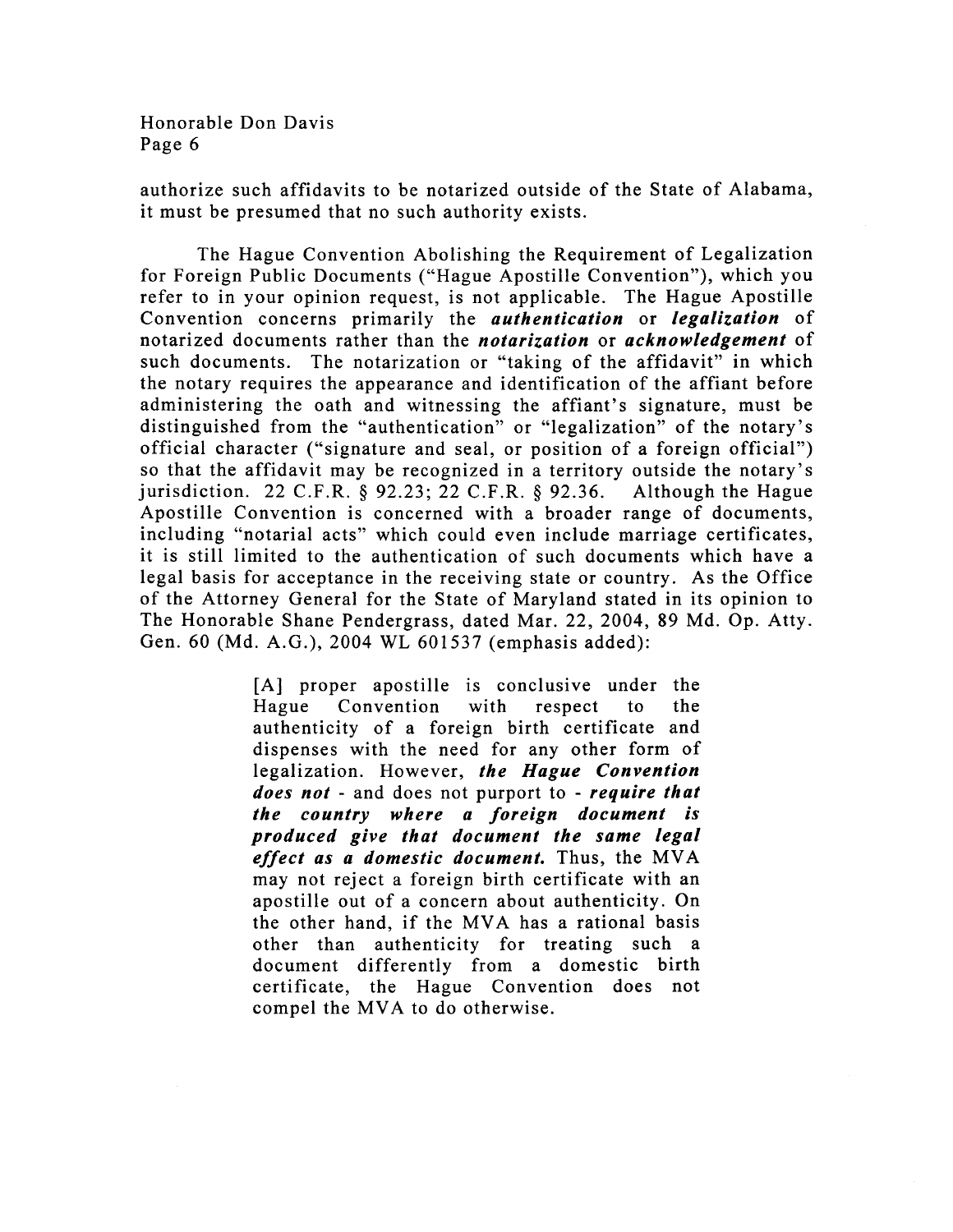authorize such affidavits to be notarized outside of the State of Alabama, it must be presumed that no such authority exists.

The Hague Convention Abolishing the Requirement of Legalization for Foreign Public Documents ("Hague Apostille Convention"), which you refer to in your opinion request, is not applicable. The Hague Apostille Convention concerns primarily the ***authentication*** or ***legalization*** of notarized documents rather than the ***notarization*** or ***acknowledgement*** of such documents. The notarization or "taking of the affidavit" in which the notary requires the appearance and identification of the affiant before administering the oath and witnessing the affiant's signature, must be distinguished from the "authentication" or "legalization" of the notary's official character ("signature and seal, or position of a foreign official") so that the affidavit may be recognized in a territory outside the notary's jurisdiction. 22 C.F.R. § 92.23; 22 C.F.R. § 92.36. Although the Hague Apostille Convention is concerned with a broader range of documents, including "notarial acts" which could even include marriage certificates, it is still limited to the authentication of such documents which have a legal basis for acceptance in the receiving state or country. As the Office of the Attorney General for the State of Maryland stated in its opinion to The Honorable Shane Pendergrass, dated Mar. 22, 2004, 89 Md. Op. Atty. Gen. 60 (Md. A.G.), 2004 WL 601537 (emphasis added):

> [A] proper apostille is conclusive under the Hague Convention with respect to the authenticity of a foreign birth certificate and dispenses with the need for any other form of legalization. However, ***the Hague Convention does not*** - and does not purport to - ***require that the country where a foreign document is produced give that document the same legal effect as a domestic document.*** Thus, the MVA may not reject a foreign birth certificate with an apostille out of a concern about authenticity. On the other hand, if the MVA has a rational basis other than authenticity for treating such a document differently from a domestic birth certificate, the Hague Convention does not compel the MVA to do otherwise.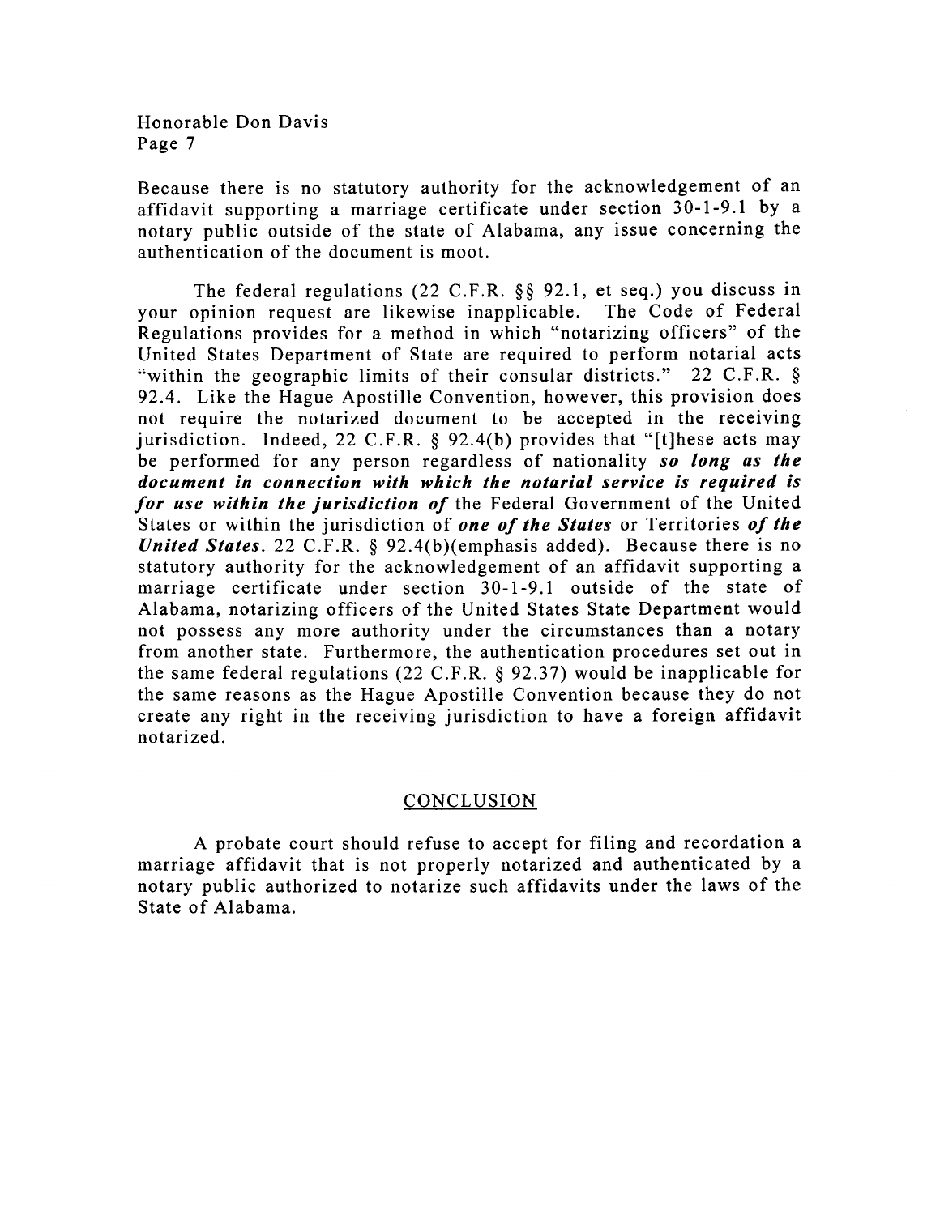Because there is no statutory authority for the acknowledgement of an affidavit supporting a marriage certificate under section 30-1-9.1 by a notary public outside of the state of Alabama, any issue concerning the authentication of the document is moot.

The federal regulations (22 C.F.R. §§ 92.1, et seq.) you discuss in your opinion request are likewise inapplicable. The Code of Federal Regulations provides for a method in which "notarizing officers" of the United States Department of State are required to perform notarial acts "within the geographic limits of their consular districts." 22 C.F.R. § 92.4. Like the Hague Apostille Convention, however, this provision does not require the notarized document to be accepted in the receiving jurisdiction. Indeed, 22 C.F.R. § 92.4(b) provides that "[t]hese acts may be performed for any person regardless of nationality ***so long as the document in connection with which the notarial service is required is for use within the jurisdiction of*** the Federal Government of the United States or within the jurisdiction of ***one of the States*** or Territories ***of the United States***. 22 C.F.R. § 92.4(b)(emphasis added). Because there is no statutory authority for the acknowledgement of an affidavit supporting a marriage certificate under section 30-1-9.1 outside of the state of Alabama, notarizing officers of the United States State Department would not possess any more authority under the circumstances than a notary from another state. Furthermore, the authentication procedures set out in the same federal regulations (22 C.F.R. § 92.37) would be inapplicable for the same reasons as the Hague Apostille Convention because they do not create any right in the receiving jurisdiction to have a foreign affidavit notarized.

## CONCLUSION

A probate court should refuse to accept for filing and recordation a marriage affidavit that is not properly notarized and authenticated by a notary public authorized to notarize such affidavits under the laws of the State of Alabama.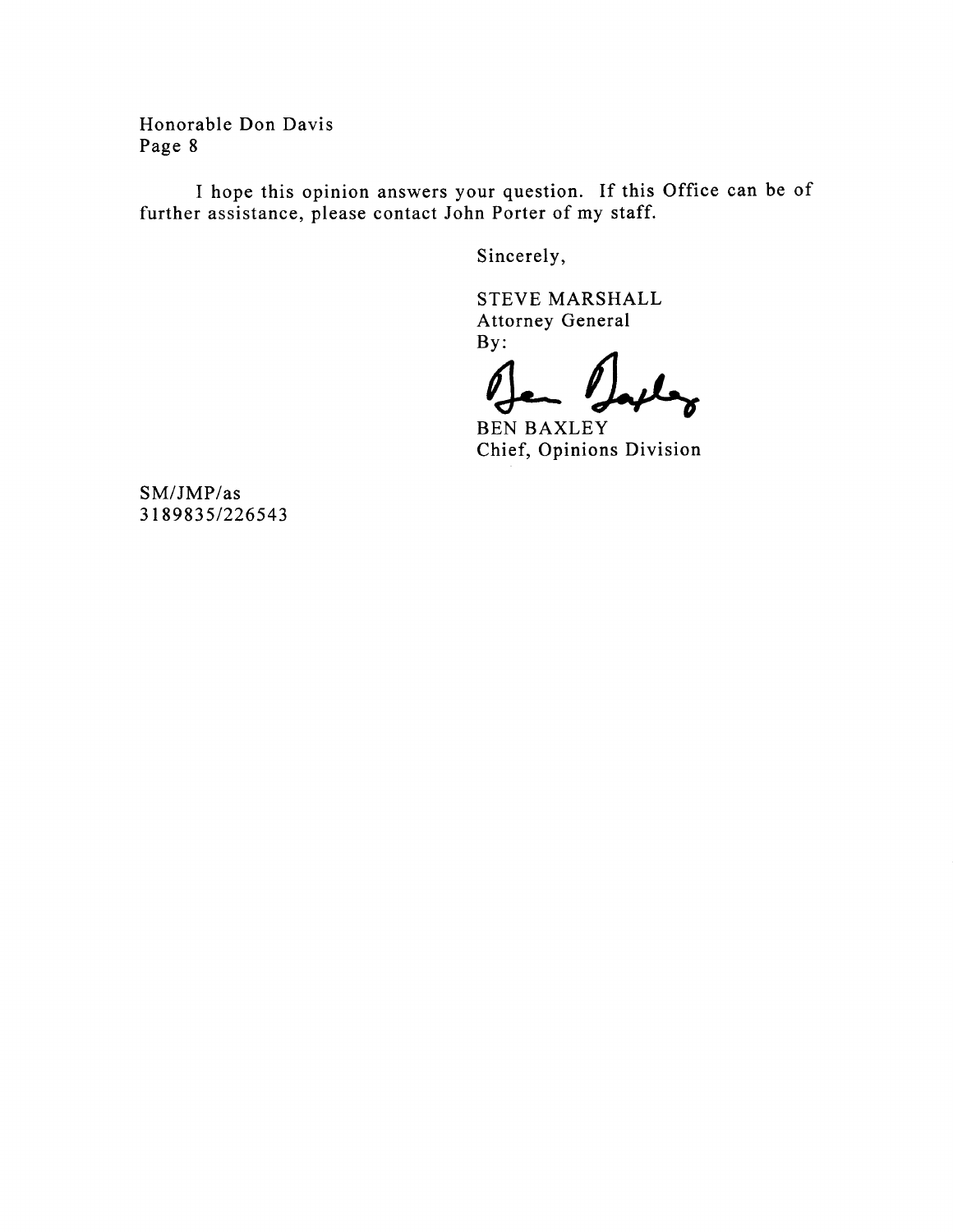Honorable Don Davis
Page 8

I hope this opinion answers your question. If this Office can be of further assistance, please contact John Porter of my staff.

Sincerely,

STEVE MARSHALL
Attorney General
By:

BEN BAXLEY
Chief, Opinions Division

SM/JMP/as
3189835/226543